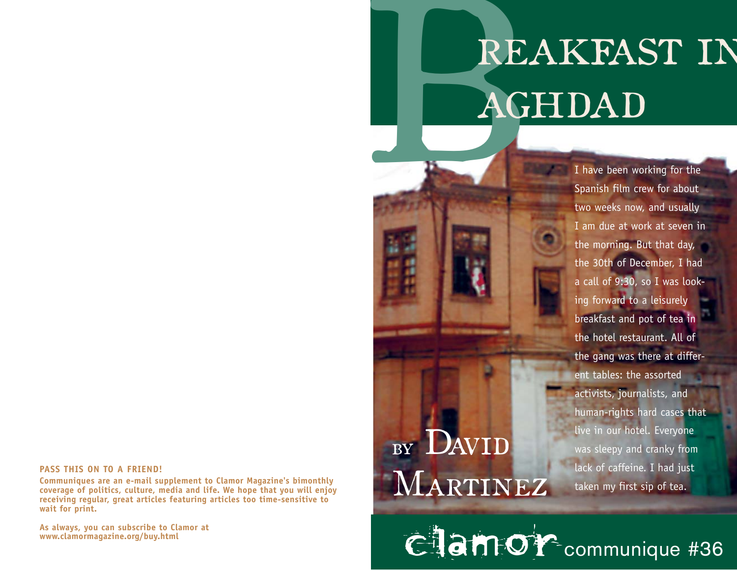# Breakfast in Baghdad

by David Martinez

I have been working for the Spanish film crew for about two weeks now, and usually I am due at work at seven in the morning. But that day, the 30th of December, I had a call of 9:30, so I was looking forward to a leisurely breakfast and pot of tea in the hotel restaurant. All of the gang was there at different tables: the assorted activists, journalists, and human-rights hard cases that live in our hotel. Everyone was sleepy and cranky from lack of caffeine. I had just taken my first sip of tea.

clamor communique #36

**PASS THIS ON TO A FRIEND!**

**Communiques are an e-mail supplement to Clamor Magazine's bimonthly coverage of politics, culture, media and life. We hope that you will enjoy receiving regular, great articles featuring articles too time-sensitive to wait for print.**

**As always, you can subscribe to Clamor at www.clamormagazine.org/buy.html**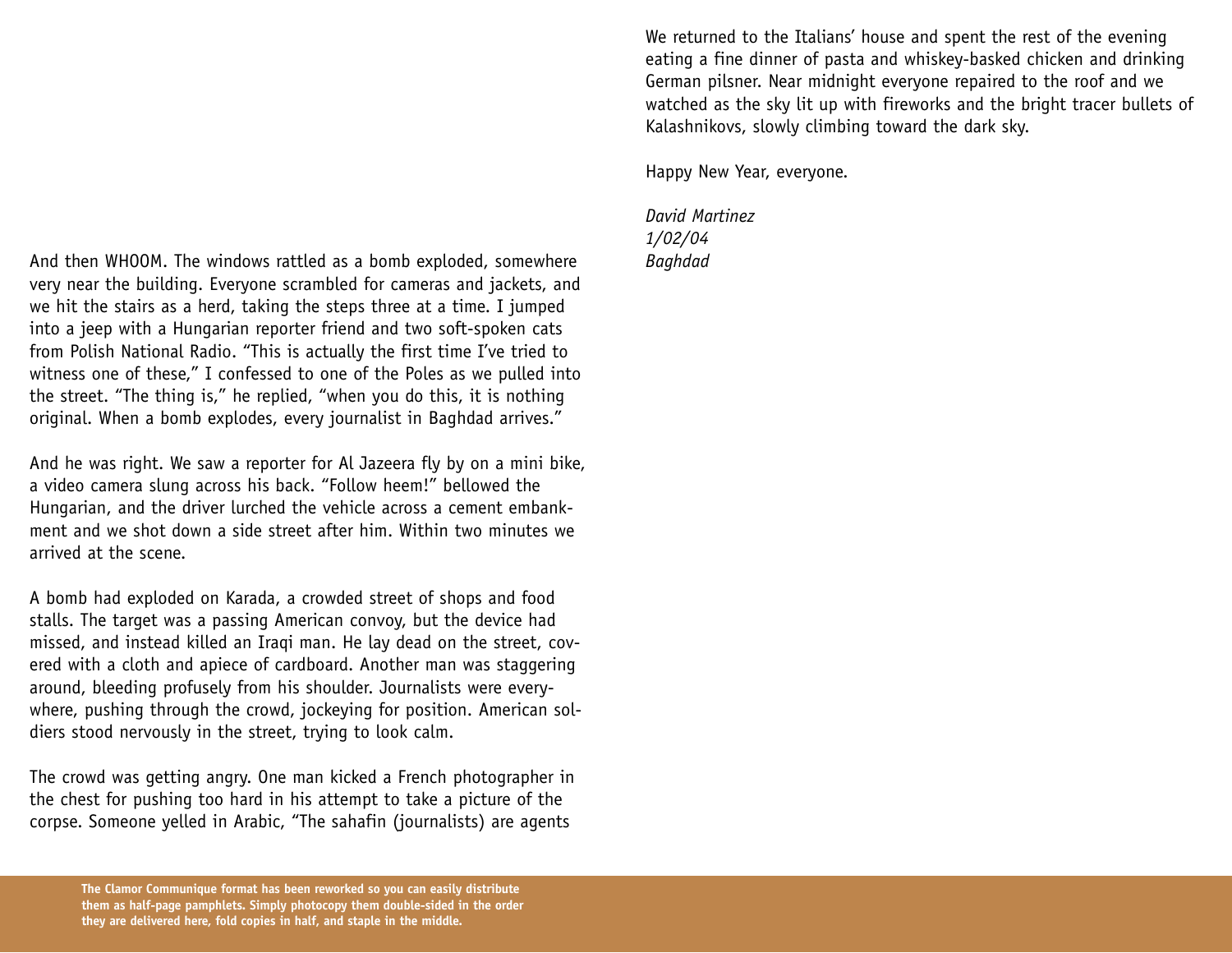And then WHOOM. The windows rattled as a bomb exploded, somewhere very near the building. Everyone scrambled for cameras and jackets, and we hit the stairs as a herd, taking the steps three at a time. I jumped into a jeep with a Hungarian reporter friend and two soft-spoken cats from Polish National Radio. "This is actually the first time I've tried to witness one of these," I confessed to one of the Poles as we pulled into the street. "The thing is," he replied, "when you do this, it is nothing original. When a bomb explodes, every journalist in Baghdad arrives."

And he was right. We saw a reporter for Al Jazeera fly by on a mini bike, a video camera slung across his back. "Follow heem!" bellowed the Hungarian, and the driver lurched the vehicle across a cement embankment and we shot down a side street after him. Within two minutes we arrived at the scene.

A bomb had exploded on Karada, a crowded street of shops and food stalls. The target was a passing American convoy, but the device had missed, and instead killed an Iraqi man. He lay dead on the street, covered with a cloth and apiece of cardboard. Another man was staggering around, bleeding profusely from his shoulder. Journalists were everywhere, pushing through the crowd, jockeying for position. American soldiers stood nervously in the street, trying to look calm.

The crowd was getting angry. One man kicked a French photographer in the chest for pushing too hard in his attempt to take a picture of the corpse. Someone yelled in Arabic, "The sahafin (journalists) are agents

We returned to the Italians' house and spent the rest of the evening eating a fine dinner of pasta and whiskey-basked chicken and drinking German pilsner. Near midnight everyone repaired to the roof and we watched as the sky lit up with fireworks and the bright tracer bullets of Kalashnikovs, slowly climbing toward the dark sky.

Happy New Year, everyone.

*David Martinez*
*1/02/04*
*Baghdad*

**The Clamor Communique format has been reworked so you can easily distribute them as half-page pamphlets. Simply photocopy them double-sided in the order they are delivered here, fold copies in half, and staple in the middle.**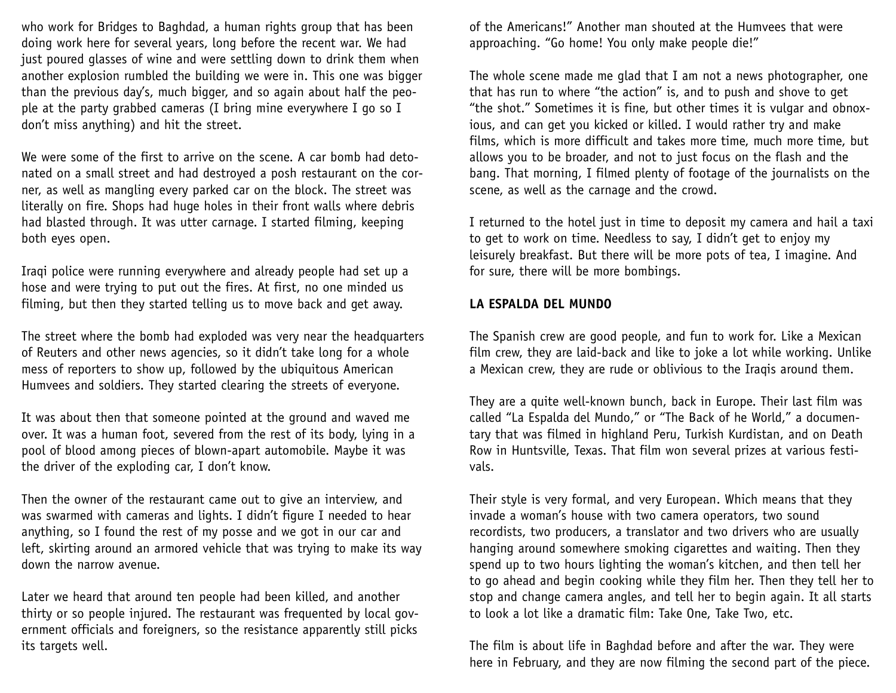who work for Bridges to Baghdad, a human rights group that has been doing work here for several years, long before the recent war. We had just poured glasses of wine and were settling down to drink them when another explosion rumbled the building we were in. This one was bigger than the previous day's, much bigger, and so again about half the people at the party grabbed cameras (I bring mine everywhere I go so I don't miss anything) and hit the street.

We were some of the first to arrive on the scene. A car bomb had detonated on a small street and had destroyed a posh restaurant on the corner, as well as mangling every parked car on the block. The street was literally on fire. Shops had huge holes in their front walls where debris had blasted through. It was utter carnage. I started filming, keeping both eyes open.

Iraqi police were running everywhere and already people had set up a hose and were trying to put out the fires. At first, no one minded us filming, but then they started telling us to move back and get away.

The street where the bomb had exploded was very near the headquarters of Reuters and other news agencies, so it didn't take long for a whole mess of reporters to show up, followed by the ubiquitous American Humvees and soldiers. They started clearing the streets of everyone.

It was about then that someone pointed at the ground and waved me over. It was a human foot, severed from the rest of its body, lying in a pool of blood among pieces of blown-apart automobile. Maybe it was the driver of the exploding car, I don't know.

Then the owner of the restaurant came out to give an interview, and was swarmed with cameras and lights. I didn't figure I needed to hear anything, so I found the rest of my posse and we got in our car and left, skirting around an armored vehicle that was trying to make its way down the narrow avenue.

Later we heard that around ten people had been killed, and another thirty or so people injured. The restaurant was frequented by local government officials and foreigners, so the resistance apparently still picks its targets well.

of the Americans!" Another man shouted at the Humvees that were approaching. "Go home! You only make people die!"

The whole scene made me glad that I am not a news photographer, one that has run to where "the action" is, and to push and shove to get "the shot." Sometimes it is fine, but other times it is vulgar and obnoxious, and can get you kicked or killed. I would rather try and make films, which is more difficult and takes more time, much more time, but allows you to be broader, and not to just focus on the flash and the bang. That morning, I filmed plenty of footage of the journalists on the scene, as well as the carnage and the crowd.

I returned to the hotel just in time to deposit my camera and hail a taxi to get to work on time. Needless to say, I didn't get to enjoy my leisurely breakfast. But there will be more pots of tea, I imagine. And for sure, there will be more bombings.

**LA ESPALDA DEL MUNDO**

The Spanish crew are good people, and fun to work for. Like a Mexican film crew, they are laid-back and like to joke a lot while working. Unlike a Mexican crew, they are rude or oblivious to the Iraqis around them.

They are a quite well-known bunch, back in Europe. Their last film was called "La Espalda del Mundo," or "The Back of he World," a documentary that was filmed in highland Peru, Turkish Kurdistan, and on Death Row in Huntsville, Texas. That film won several prizes at various festivals.

Their style is very formal, and very European. Which means that they invade a woman's house with two camera operators, two sound recordists, two producers, a translator and two drivers who are usually hanging around somewhere smoking cigarettes and waiting. Then they spend up to two hours lighting the woman's kitchen, and then tell her to go ahead and begin cooking while they film her. Then they tell her to stop and change camera angles, and tell her to begin again. It all starts to look a lot like a dramatic film: Take One, Take Two, etc.

The film is about life in Baghdad before and after the war. They were here in February, and they are now filming the second part of the piece.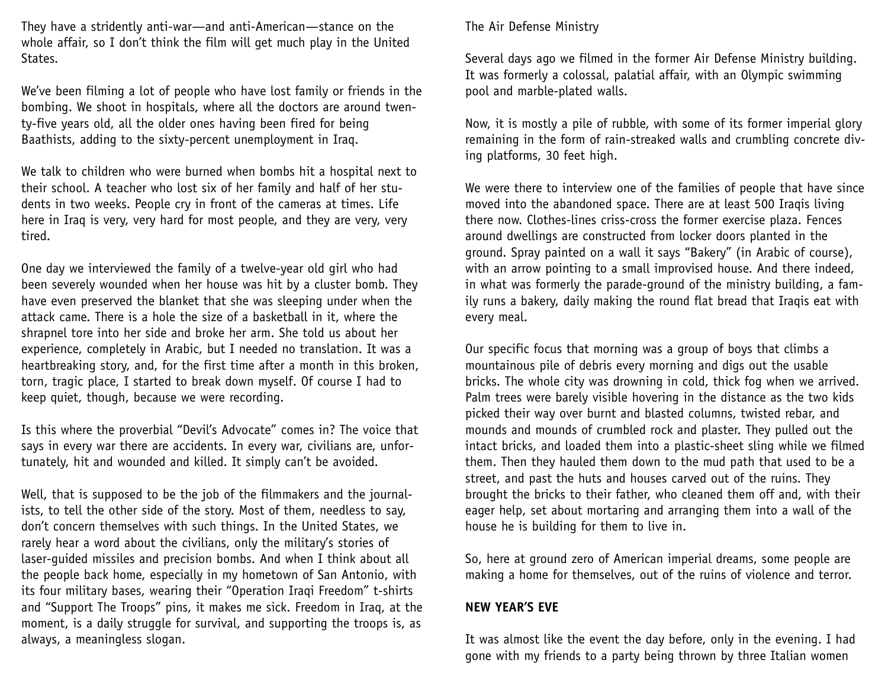They have a stridently anti-war—and anti-American—stance on the whole affair, so I don't think the film will get much play in the United States.

We've been filming a lot of people who have lost family or friends in the bombing. We shoot in hospitals, where all the doctors are around twenty-five years old, all the older ones having been fired for being Baathists, adding to the sixty-percent unemployment in Iraq.

We talk to children who were burned when bombs hit a hospital next to their school. A teacher who lost six of her family and half of her students in two weeks. People cry in front of the cameras at times. Life here in Iraq is very, very hard for most people, and they are very, very tired.

One day we interviewed the family of a twelve-year old girl who had been severely wounded when her house was hit by a cluster bomb. They have even preserved the blanket that she was sleeping under when the attack came. There is a hole the size of a basketball in it, where the shrapnel tore into her side and broke her arm. She told us about her experience, completely in Arabic, but I needed no translation. It was a heartbreaking story, and, for the first time after a month in this broken, torn, tragic place, I started to break down myself. Of course I had to keep quiet, though, because we were recording.

Is this where the proverbial "Devil's Advocate" comes in? The voice that says in every war there are accidents. In every war, civilians are, unfortunately, hit and wounded and killed. It simply can't be avoided.

Well, that is supposed to be the job of the filmmakers and the journalists, to tell the other side of the story. Most of them, needless to say, don't concern themselves with such things. In the United States, we rarely hear a word about the civilians, only the military's stories of laser-guided missiles and precision bombs. And when I think about all the people back home, especially in my hometown of San Antonio, with its four military bases, wearing their "Operation Iraqi Freedom" t-shirts and "Support The Troops" pins, it makes me sick. Freedom in Iraq, at the moment, is a daily struggle for survival, and supporting the troops is, as always, a meaningless slogan.

The Air Defense Ministry

Several days ago we filmed in the former Air Defense Ministry building. It was formerly a colossal, palatial affair, with an Olympic swimming pool and marble-plated walls.

Now, it is mostly a pile of rubble, with some of its former imperial glory remaining in the form of rain-streaked walls and crumbling concrete diving platforms, 30 feet high.

We were there to interview one of the families of people that have since moved into the abandoned space. There are at least 500 Iraqis living there now. Clothes-lines criss-cross the former exercise plaza. Fences around dwellings are constructed from locker doors planted in the ground. Spray painted on a wall it says "Bakery" (in Arabic of course), with an arrow pointing to a small improvised house. And there indeed, in what was formerly the parade-ground of the ministry building, a family runs a bakery, daily making the round flat bread that Iraqis eat with every meal.

Our specific focus that morning was a group of boys that climbs a mountainous pile of debris every morning and digs out the usable bricks. The whole city was drowning in cold, thick fog when we arrived. Palm trees were barely visible hovering in the distance as the two kids picked their way over burnt and blasted columns, twisted rebar, and mounds and mounds of crumbled rock and plaster. They pulled out the intact bricks, and loaded them into a plastic-sheet sling while we filmed them. Then they hauled them down to the mud path that used to be a street, and past the huts and houses carved out of the ruins. They brought the bricks to their father, who cleaned them off and, with their eager help, set about mortaring and arranging them into a wall of the house he is building for them to live in.

So, here at ground zero of American imperial dreams, some people are making a home for themselves, out of the ruins of violence and terror.

**NEW YEAR'S EVE**

It was almost like the event the day before, only in the evening. I had gone with my friends to a party being thrown by three Italian women